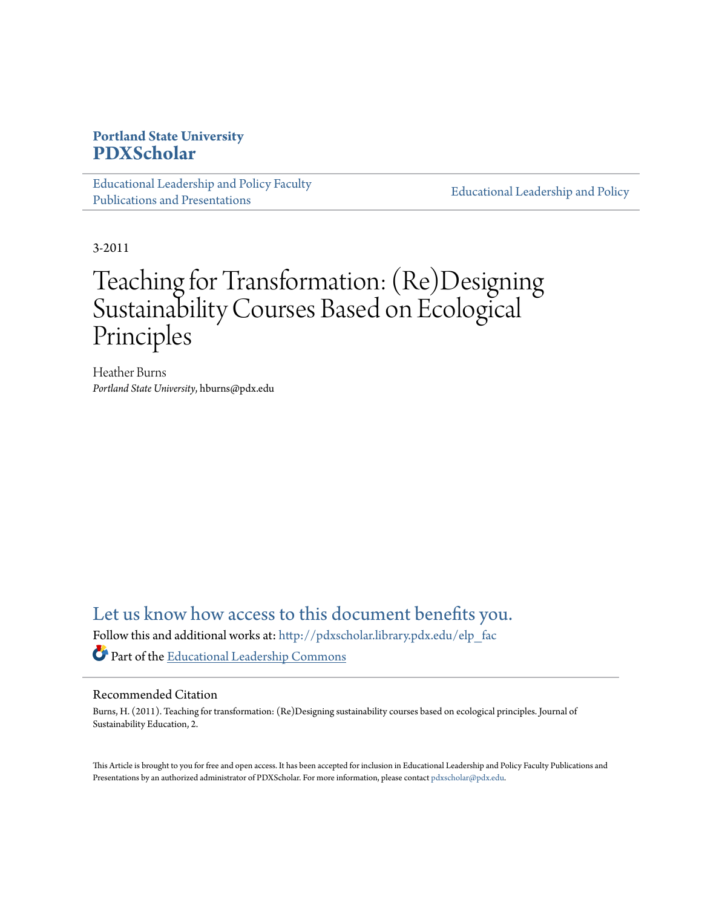**Portland State University**
**PDXScholar**

Educational Leadership and Policy Faculty Publications and Presentations | Educational Leadership and Policy

3-2011

# Teaching for Transformation: (Re)Designing Sustainability Courses Based on Ecological Principles

Heather Burns
*Portland State University*, hburns@pdx.edu

Let us know how access to this document benefits you.

Follow this and additional works at: http://pdxscholar.library.pdx.edu/elp_fac

Part of the Educational Leadership Commons

## Recommended Citation

Burns, H. (2011). Teaching for transformation: (Re)Designing sustainability courses based on ecological principles. Journal of Sustainability Education, 2.

This Article is brought to you for free and open access. It has been accepted for inclusion in Educational Leadership and Policy Faculty Publications and Presentations by an authorized administrator of PDXScholar. For more information, please contact pdxscholar@pdx.edu.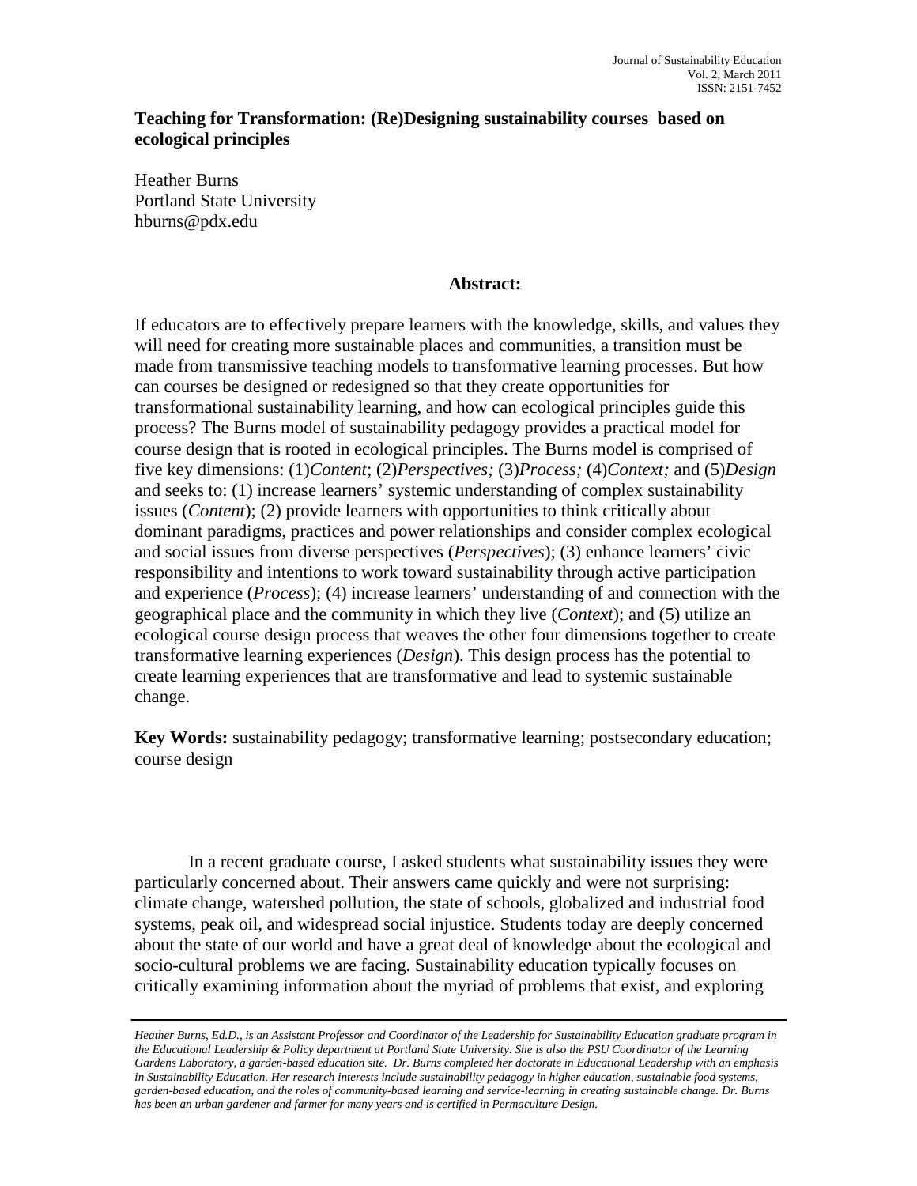# Teaching for Transformation: (Re)Designing sustainability courses based on ecological principles

Heather Burns
Portland State University
hburns@pdx.edu

**Abstract:**

If educators are to effectively prepare learners with the knowledge, skills, and values they will need for creating more sustainable places and communities, a transition must be made from transmissive teaching models to transformative learning processes. But how can courses be designed or redesigned so that they create opportunities for transformational sustainability learning, and how can ecological principles guide this process? The Burns model of sustainability pedagogy provides a practical model for course design that is rooted in ecological principles. The Burns model is comprised of five key dimensions: (1)*Content*; (2)*Perspectives;* (3)*Process;* (4)*Context;* and (5)*Design* and seeks to: (1) increase learners' systemic understanding of complex sustainability issues (*Content*); (2) provide learners with opportunities to think critically about dominant paradigms, practices and power relationships and consider complex ecological and social issues from diverse perspectives (*Perspectives*); (3) enhance learners' civic responsibility and intentions to work toward sustainability through active participation and experience (*Process*); (4) increase learners' understanding of and connection with the geographical place and the community in which they live (*Context*); and (5) utilize an ecological course design process that weaves the other four dimensions together to create transformative learning experiences (*Design*). This design process has the potential to create learning experiences that are transformative and lead to systemic sustainable change.

**Key Words:** sustainability pedagogy; transformative learning; postsecondary education; course design

In a recent graduate course, I asked students what sustainability issues they were particularly concerned about. Their answers came quickly and were not surprising: climate change, watershed pollution, the state of schools, globalized and industrial food systems, peak oil, and widespread social injustice. Students today are deeply concerned about the state of our world and have a great deal of knowledge about the ecological and socio-cultural problems we are facing. Sustainability education typically focuses on critically examining information about the myriad of problems that exist, and exploring

---

*Heather Burns, Ed.D., is an Assistant Professor and Coordinator of the Leadership for Sustainability Education graduate program in the Educational Leadership & Policy department at Portland State University. She is also the PSU Coordinator of the Learning Gardens Laboratory, a garden-based education site. Dr. Burns completed her doctorate in Educational Leadership with an emphasis in Sustainability Education. Her research interests include sustainability pedagogy in higher education, sustainable food systems, garden-based education, and the roles of community-based learning and service-learning in creating sustainable change. Dr. Burns has been an urban gardener and farmer for many years and is certified in Permaculture Design.*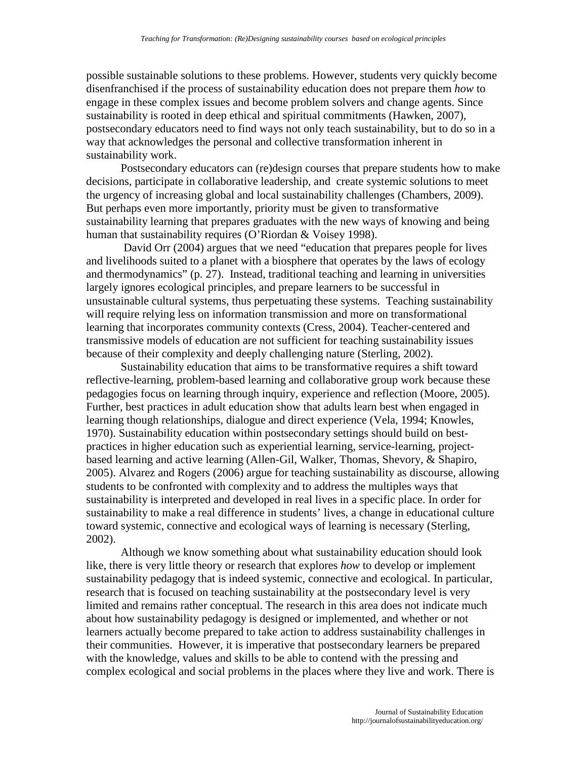possible sustainable solutions to these problems. However, students very quickly become disenfranchised if the process of sustainability education does not prepare them *how* to engage in these complex issues and become problem solvers and change agents. Since sustainability is rooted in deep ethical and spiritual commitments (Hawken, 2007), postsecondary educators need to find ways not only teach sustainability, but to do so in a way that acknowledges the personal and collective transformation inherent in sustainability work.

Postsecondary educators can (re)design courses that prepare students how to make decisions, participate in collaborative leadership, and create systemic solutions to meet the urgency of increasing global and local sustainability challenges (Chambers, 2009). But perhaps even more importantly, priority must be given to transformative sustainability learning that prepares graduates with the new ways of knowing and being human that sustainability requires (O'Riordan & Voisey 1998).

David Orr (2004) argues that we need "education that prepares people for lives and livelihoods suited to a planet with a biosphere that operates by the laws of ecology and thermodynamics" (p. 27). Instead, traditional teaching and learning in universities largely ignores ecological principles, and prepare learners to be successful in unsustainable cultural systems, thus perpetuating these systems. Teaching sustainability will require relying less on information transmission and more on transformational learning that incorporates community contexts (Cress, 2004). Teacher-centered and transmissive models of education are not sufficient for teaching sustainability issues because of their complexity and deeply challenging nature (Sterling, 2002).

Sustainability education that aims to be transformative requires a shift toward reflective-learning, problem-based learning and collaborative group work because these pedagogies focus on learning through inquiry, experience and reflection (Moore, 2005). Further, best practices in adult education show that adults learn best when engaged in learning though relationships, dialogue and direct experience (Vela, 1994; Knowles, 1970). Sustainability education within postsecondary settings should build on best-practices in higher education such as experiential learning, service-learning, project-based learning and active learning (Allen-Gil, Walker, Thomas, Shevory, & Shapiro, 2005). Alvarez and Rogers (2006) argue for teaching sustainability as discourse, allowing students to be confronted with complexity and to address the multiples ways that sustainability is interpreted and developed in real lives in a specific place. In order for sustainability to make a real difference in students' lives, a change in educational culture toward systemic, connective and ecological ways of learning is necessary (Sterling, 2002).

Although we know something about what sustainability education should look like, there is very little theory or research that explores *how* to develop or implement sustainability pedagogy that is indeed systemic, connective and ecological. In particular, research that is focused on teaching sustainability at the postsecondary level is very limited and remains rather conceptual. The research in this area does not indicate much about how sustainability pedagogy is designed or implemented, and whether or not learners actually become prepared to take action to address sustainability challenges in their communities. However, it is imperative that postsecondary learners be prepared with the knowledge, values and skills to be able to contend with the pressing and complex ecological and social problems in the places where they live and work. There is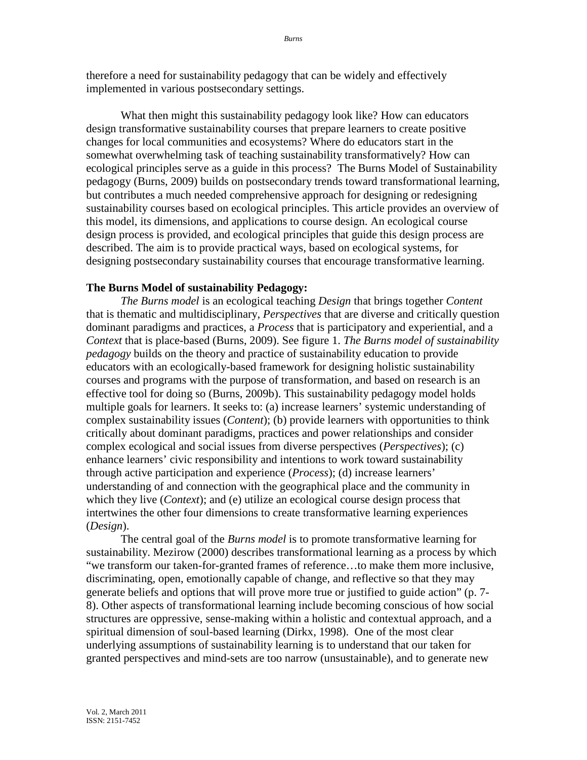therefore a need for sustainability pedagogy that can be widely and effectively implemented in various postsecondary settings.

What then might this sustainability pedagogy look like? How can educators design transformative sustainability courses that prepare learners to create positive changes for local communities and ecosystems? Where do educators start in the somewhat overwhelming task of teaching sustainability transformatively? How can ecological principles serve as a guide in this process? The Burns Model of Sustainability pedagogy (Burns, 2009) builds on postsecondary trends toward transformational learning, but contributes a much needed comprehensive approach for designing or redesigning sustainability courses based on ecological principles. This article provides an overview of this model, its dimensions, and applications to course design. An ecological course design process is provided, and ecological principles that guide this design process are described. The aim is to provide practical ways, based on ecological systems, for designing postsecondary sustainability courses that encourage transformative learning.

**The Burns Model of sustainability Pedagogy:**

*The Burns model* is an ecological teaching *Design* that brings together *Content* that is thematic and multidisciplinary, *Perspectives* that are diverse and critically question dominant paradigms and practices, a *Process* that is participatory and experiential, and a *Context* that is place-based (Burns, 2009). See figure 1. *The Burns model of sustainability pedagogy* builds on the theory and practice of sustainability education to provide educators with an ecologically-based framework for designing holistic sustainability courses and programs with the purpose of transformation, and based on research is an effective tool for doing so (Burns, 2009b). This sustainability pedagogy model holds multiple goals for learners. It seeks to: (a) increase learners' systemic understanding of complex sustainability issues (*Content*); (b) provide learners with opportunities to think critically about dominant paradigms, practices and power relationships and consider complex ecological and social issues from diverse perspectives (*Perspectives*); (c) enhance learners' civic responsibility and intentions to work toward sustainability through active participation and experience (*Process*); (d) increase learners' understanding of and connection with the geographical place and the community in which they live (*Context*); and (e) utilize an ecological course design process that intertwines the other four dimensions to create transformative learning experiences (*Design*).

The central goal of the *Burns model* is to promote transformative learning for sustainability. Mezirow (2000) describes transformational learning as a process by which "we transform our taken-for-granted frames of reference…to make them more inclusive, discriminating, open, emotionally capable of change, and reflective so that they may generate beliefs and options that will prove more true or justified to guide action" (p. 7-8). Other aspects of transformational learning include becoming conscious of how social structures are oppressive, sense-making within a holistic and contextual approach, and a spiritual dimension of soul-based learning (Dirkx, 1998). One of the most clear underlying assumptions of sustainability learning is to understand that our taken for granted perspectives and mind-sets are too narrow (unsustainable), and to generate new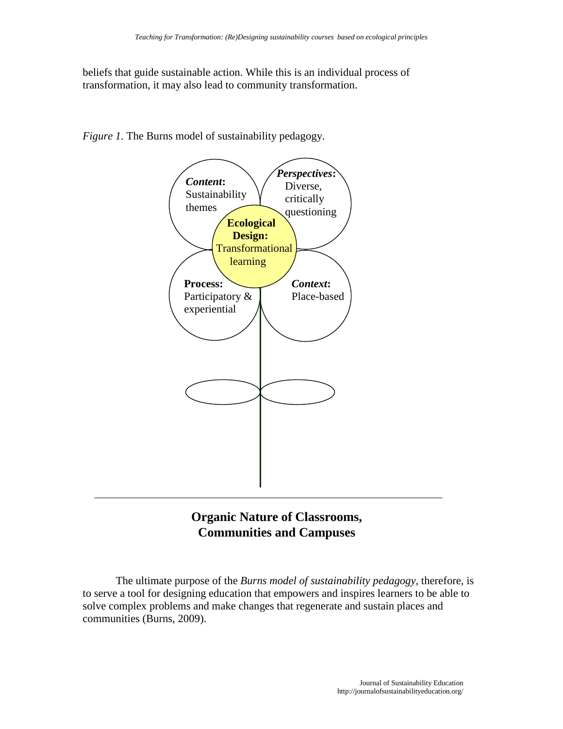beliefs that guide sustainable action. While this is an individual process of transformation, it may also lead to community transformation.

*Figure 1.* The Burns model of sustainability pedagogy.

***Content*:** Sustainability themes

***Perspectives*:** Diverse, critically questioning

**Ecological Design:** Transformational learning

**Process:** Participatory & experiential

***Context*:** Place-based

**Organic Nature of Classrooms, Communities and Campuses**

The ultimate purpose of the *Burns model of sustainability pedagogy*, therefore, is to serve a tool for designing education that empowers and inspires learners to be able to solve complex problems and make changes that regenerate and sustain places and communities (Burns, 2009).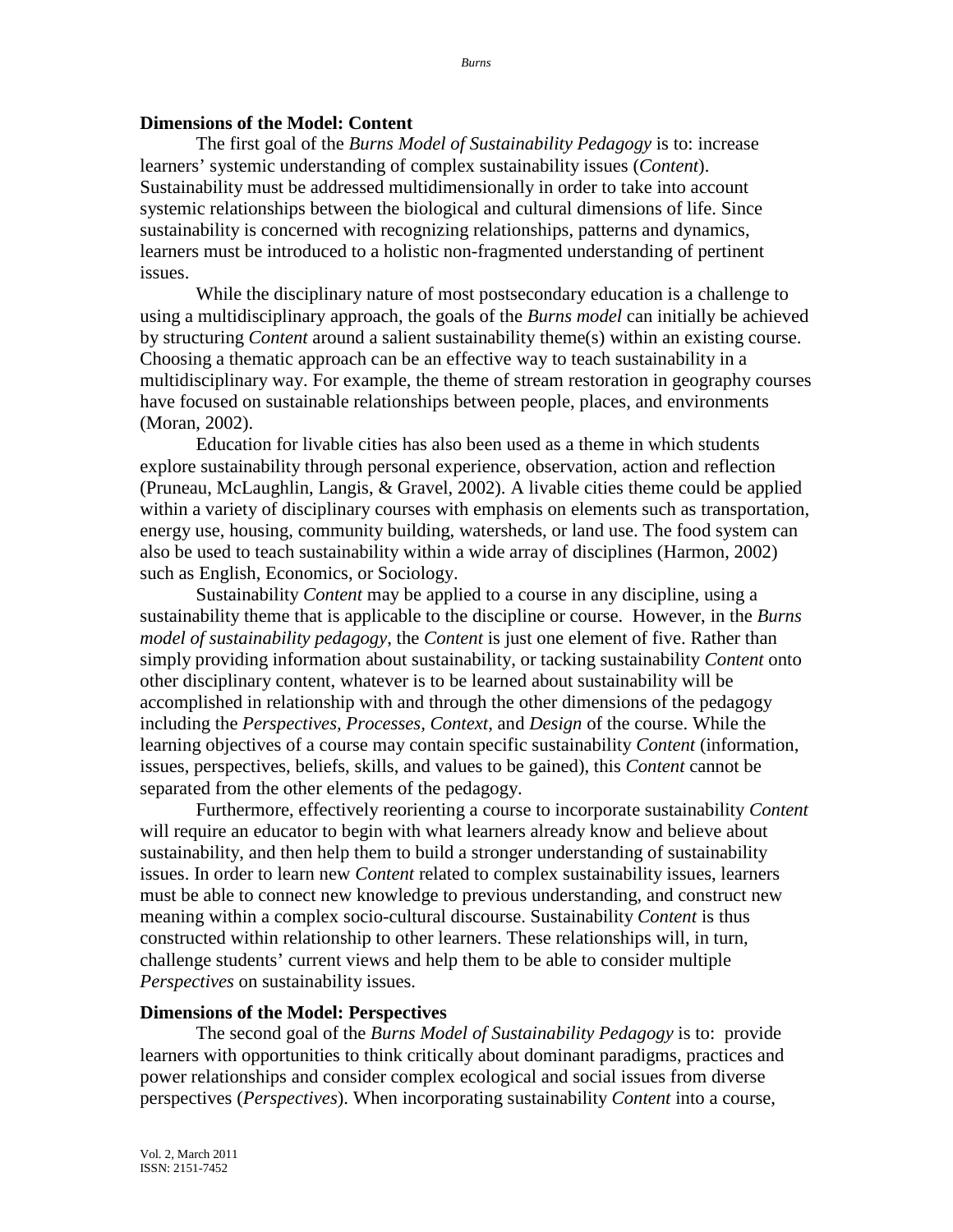**Dimensions of the Model: Content**

The first goal of the *Burns Model of Sustainability Pedagogy* is to: increase learners' systemic understanding of complex sustainability issues (*Content*). Sustainability must be addressed multidimensionally in order to take into account systemic relationships between the biological and cultural dimensions of life. Since sustainability is concerned with recognizing relationships, patterns and dynamics, learners must be introduced to a holistic non-fragmented understanding of pertinent issues.

While the disciplinary nature of most postsecondary education is a challenge to using a multidisciplinary approach, the goals of the *Burns model* can initially be achieved by structuring *Content* around a salient sustainability theme(s) within an existing course. Choosing a thematic approach can be an effective way to teach sustainability in a multidisciplinary way. For example, the theme of stream restoration in geography courses have focused on sustainable relationships between people, places, and environments (Moran, 2002).

Education for livable cities has also been used as a theme in which students explore sustainability through personal experience, observation, action and reflection (Pruneau, McLaughlin, Langis, & Gravel, 2002). A livable cities theme could be applied within a variety of disciplinary courses with emphasis on elements such as transportation, energy use, housing, community building, watersheds, or land use. The food system can also be used to teach sustainability within a wide array of disciplines (Harmon, 2002) such as English, Economics, or Sociology.

Sustainability *Content* may be applied to a course in any discipline, using a sustainability theme that is applicable to the discipline or course. However, in the *Burns model of sustainability pedagogy*, the *Content* is just one element of five. Rather than simply providing information about sustainability, or tacking sustainability *Content* onto other disciplinary content, whatever is to be learned about sustainability will be accomplished in relationship with and through the other dimensions of the pedagogy including the *Perspectives, Processes, Context,* and *Design* of the course. While the learning objectives of a course may contain specific sustainability *Content* (information, issues, perspectives, beliefs, skills, and values to be gained), this *Content* cannot be separated from the other elements of the pedagogy.

Furthermore, effectively reorienting a course to incorporate sustainability *Content* will require an educator to begin with what learners already know and believe about sustainability, and then help them to build a stronger understanding of sustainability issues. In order to learn new *Content* related to complex sustainability issues, learners must be able to connect new knowledge to previous understanding, and construct new meaning within a complex socio-cultural discourse. Sustainability *Content* is thus constructed within relationship to other learners. These relationships will, in turn, challenge students' current views and help them to be able to consider multiple *Perspectives* on sustainability issues.

**Dimensions of the Model: Perspectives**

The second goal of the *Burns Model of Sustainability Pedagogy* is to: provide learners with opportunities to think critically about dominant paradigms, practices and power relationships and consider complex ecological and social issues from diverse perspectives (*Perspectives*). When incorporating sustainability *Content* into a course,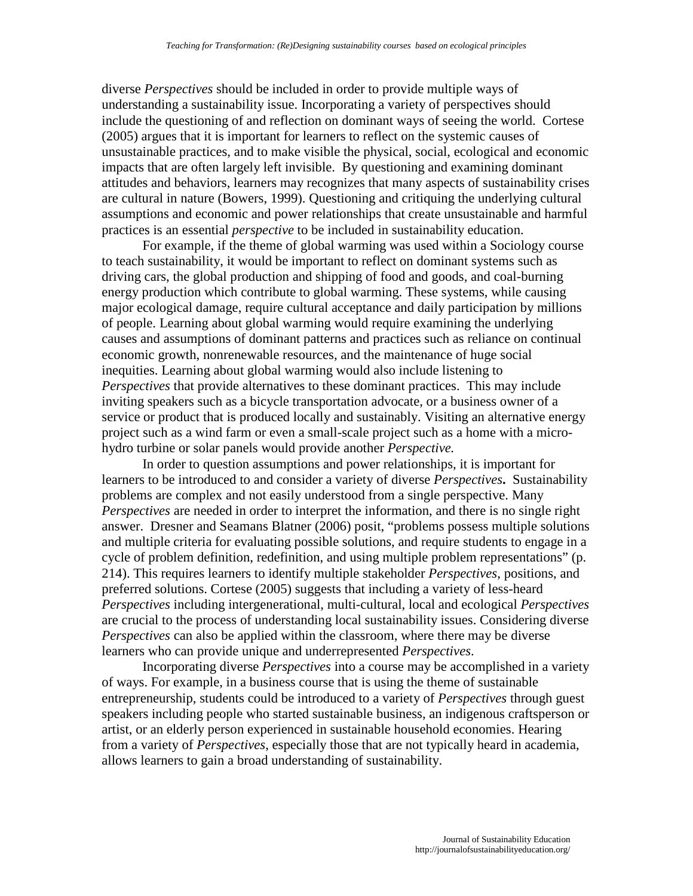diverse *Perspectives* should be included in order to provide multiple ways of understanding a sustainability issue. Incorporating a variety of perspectives should include the questioning of and reflection on dominant ways of seeing the world. Cortese (2005) argues that it is important for learners to reflect on the systemic causes of unsustainable practices, and to make visible the physical, social, ecological and economic impacts that are often largely left invisible. By questioning and examining dominant attitudes and behaviors, learners may recognizes that many aspects of sustainability crises are cultural in nature (Bowers, 1999). Questioning and critiquing the underlying cultural assumptions and economic and power relationships that create unsustainable and harmful practices is an essential *perspective* to be included in sustainability education.

For example, if the theme of global warming was used within a Sociology course to teach sustainability, it would be important to reflect on dominant systems such as driving cars, the global production and shipping of food and goods, and coal-burning energy production which contribute to global warming. These systems, while causing major ecological damage, require cultural acceptance and daily participation by millions of people. Learning about global warming would require examining the underlying causes and assumptions of dominant patterns and practices such as reliance on continual economic growth, nonrenewable resources, and the maintenance of huge social inequities. Learning about global warming would also include listening to *Perspectives* that provide alternatives to these dominant practices. This may include inviting speakers such as a bicycle transportation advocate, or a business owner of a service or product that is produced locally and sustainably. Visiting an alternative energy project such as a wind farm or even a small-scale project such as a home with a micro-hydro turbine or solar panels would provide another *Perspective.*

In order to question assumptions and power relationships, it is important for learners to be introduced to and consider a variety of diverse *Perspectives***.** Sustainability problems are complex and not easily understood from a single perspective. Many *Perspectives* are needed in order to interpret the information, and there is no single right answer. Dresner and Seamans Blatner (2006) posit, "problems possess multiple solutions and multiple criteria for evaluating possible solutions, and require students to engage in a cycle of problem definition, redefinition, and using multiple problem representations" (p. 214). This requires learners to identify multiple stakeholder *Perspectives*, positions, and preferred solutions. Cortese (2005) suggests that including a variety of less-heard *Perspectives* including intergenerational, multi-cultural, local and ecological *Perspectives* are crucial to the process of understanding local sustainability issues. Considering diverse *Perspectives* can also be applied within the classroom, where there may be diverse learners who can provide unique and underrepresented *Perspectives*.

Incorporating diverse *Perspectives* into a course may be accomplished in a variety of ways. For example, in a business course that is using the theme of sustainable entrepreneurship, students could be introduced to a variety of *Perspectives* through guest speakers including people who started sustainable business, an indigenous craftsperson or artist, or an elderly person experienced in sustainable household economies. Hearing from a variety of *Perspectives*, especially those that are not typically heard in academia, allows learners to gain a broad understanding of sustainability.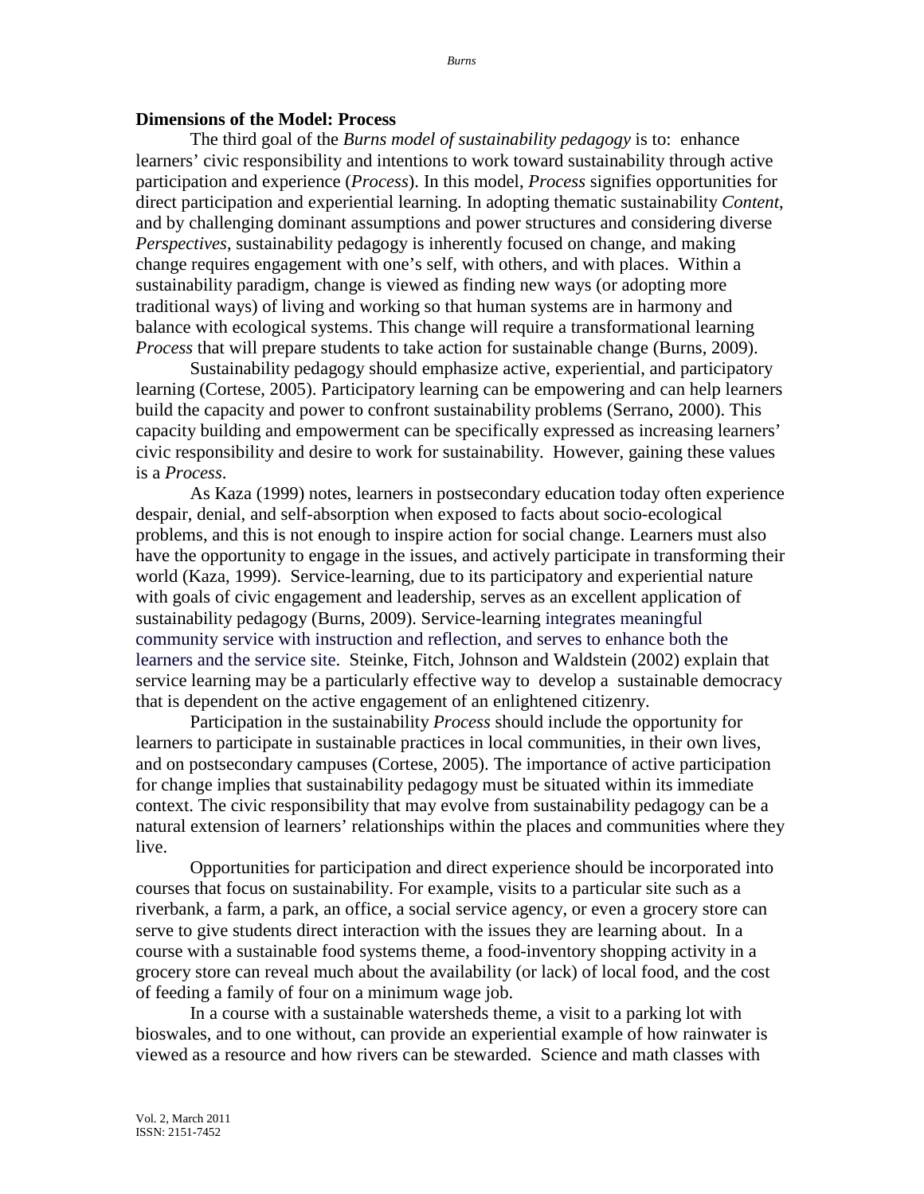**Dimensions of the Model: Process**

The third goal of the *Burns model of sustainability pedagogy* is to: enhance learners' civic responsibility and intentions to work toward sustainability through active participation and experience (*Process*). In this model, *Process* signifies opportunities for direct participation and experiential learning. In adopting thematic sustainability *Content*, and by challenging dominant assumptions and power structures and considering diverse *Perspectives*, sustainability pedagogy is inherently focused on change, and making change requires engagement with one's self, with others, and with places. Within a sustainability paradigm, change is viewed as finding new ways (or adopting more traditional ways) of living and working so that human systems are in harmony and balance with ecological systems. This change will require a transformational learning *Process* that will prepare students to take action for sustainable change (Burns, 2009).

Sustainability pedagogy should emphasize active, experiential, and participatory learning (Cortese, 2005). Participatory learning can be empowering and can help learners build the capacity and power to confront sustainability problems (Serrano, 2000). This capacity building and empowerment can be specifically expressed as increasing learners' civic responsibility and desire to work for sustainability. However, gaining these values is a *Process*.

As Kaza (1999) notes, learners in postsecondary education today often experience despair, denial, and self-absorption when exposed to facts about socio-ecological problems, and this is not enough to inspire action for social change. Learners must also have the opportunity to engage in the issues, and actively participate in transforming their world (Kaza, 1999). Service-learning, due to its participatory and experiential nature with goals of civic engagement and leadership, serves as an excellent application of sustainability pedagogy (Burns, 2009). Service-learning integrates meaningful community service with instruction and reflection, and serves to enhance both the learners and the service site. Steinke, Fitch, Johnson and Waldstein (2002) explain that service learning may be a particularly effective way to develop a sustainable democracy that is dependent on the active engagement of an enlightened citizenry.

Participation in the sustainability *Process* should include the opportunity for learners to participate in sustainable practices in local communities, in their own lives, and on postsecondary campuses (Cortese, 2005). The importance of active participation for change implies that sustainability pedagogy must be situated within its immediate context. The civic responsibility that may evolve from sustainability pedagogy can be a natural extension of learners' relationships within the places and communities where they live.

Opportunities for participation and direct experience should be incorporated into courses that focus on sustainability. For example, visits to a particular site such as a riverbank, a farm, a park, an office, a social service agency, or even a grocery store can serve to give students direct interaction with the issues they are learning about. In a course with a sustainable food systems theme, a food-inventory shopping activity in a grocery store can reveal much about the availability (or lack) of local food, and the cost of feeding a family of four on a minimum wage job.

In a course with a sustainable watersheds theme, a visit to a parking lot with bioswales, and to one without, can provide an experiential example of how rainwater is viewed as a resource and how rivers can be stewarded. Science and math classes with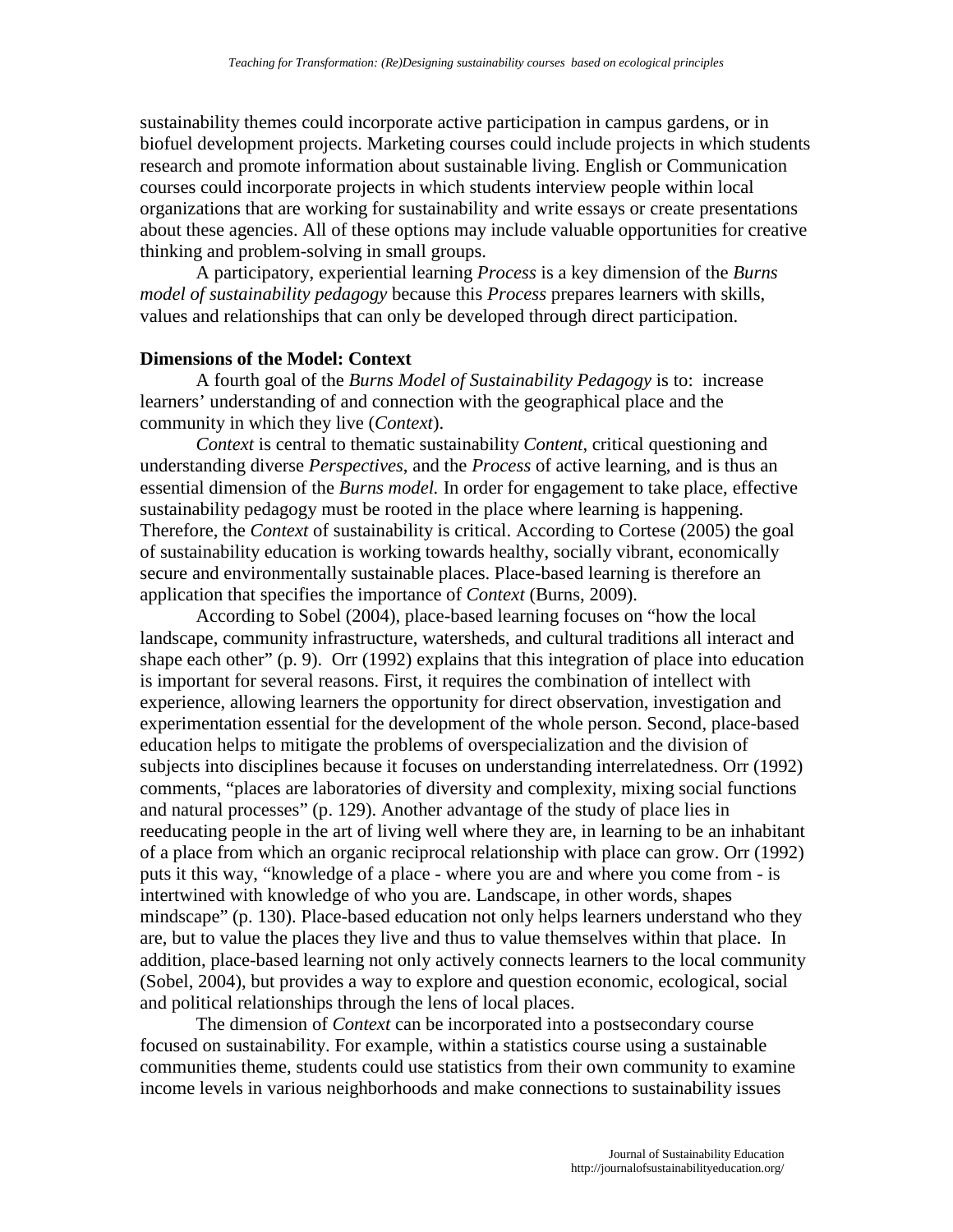sustainability themes could incorporate active participation in campus gardens, or in biofuel development projects. Marketing courses could include projects in which students research and promote information about sustainable living. English or Communication courses could incorporate projects in which students interview people within local organizations that are working for sustainability and write essays or create presentations about these agencies. All of these options may include valuable opportunities for creative thinking and problem-solving in small groups.

A participatory, experiential learning *Process* is a key dimension of the *Burns model of sustainability pedagogy* because this *Process* prepares learners with skills, values and relationships that can only be developed through direct participation.

**Dimensions of the Model: Context**

A fourth goal of the *Burns Model of Sustainability Pedagogy* is to: increase learners' understanding of and connection with the geographical place and the community in which they live (*Context*).

*Context* is central to thematic sustainability *Content*, critical questioning and understanding diverse *Perspectives*, and the *Process* of active learning, and is thus an essential dimension of the *Burns model.* In order for engagement to take place, effective sustainability pedagogy must be rooted in the place where learning is happening. Therefore, the *Context* of sustainability is critical. According to Cortese (2005) the goal of sustainability education is working towards healthy, socially vibrant, economically secure and environmentally sustainable places. Place-based learning is therefore an application that specifies the importance of *Context* (Burns, 2009).

According to Sobel (2004), place-based learning focuses on "how the local landscape, community infrastructure, watersheds, and cultural traditions all interact and shape each other" (p. 9). Orr (1992) explains that this integration of place into education is important for several reasons. First, it requires the combination of intellect with experience, allowing learners the opportunity for direct observation, investigation and experimentation essential for the development of the whole person. Second, place-based education helps to mitigate the problems of overspecialization and the division of subjects into disciplines because it focuses on understanding interrelatedness. Orr (1992) comments, "places are laboratories of diversity and complexity, mixing social functions and natural processes" (p. 129). Another advantage of the study of place lies in reeducating people in the art of living well where they are, in learning to be an inhabitant of a place from which an organic reciprocal relationship with place can grow. Orr (1992) puts it this way, "knowledge of a place - where you are and where you come from - is intertwined with knowledge of who you are. Landscape, in other words, shapes mindscape" (p. 130). Place-based education not only helps learners understand who they are, but to value the places they live and thus to value themselves within that place. In addition, place-based learning not only actively connects learners to the local community (Sobel, 2004), but provides a way to explore and question economic, ecological, social and political relationships through the lens of local places.

The dimension of *Context* can be incorporated into a postsecondary course focused on sustainability. For example, within a statistics course using a sustainable communities theme, students could use statistics from their own community to examine income levels in various neighborhoods and make connections to sustainability issues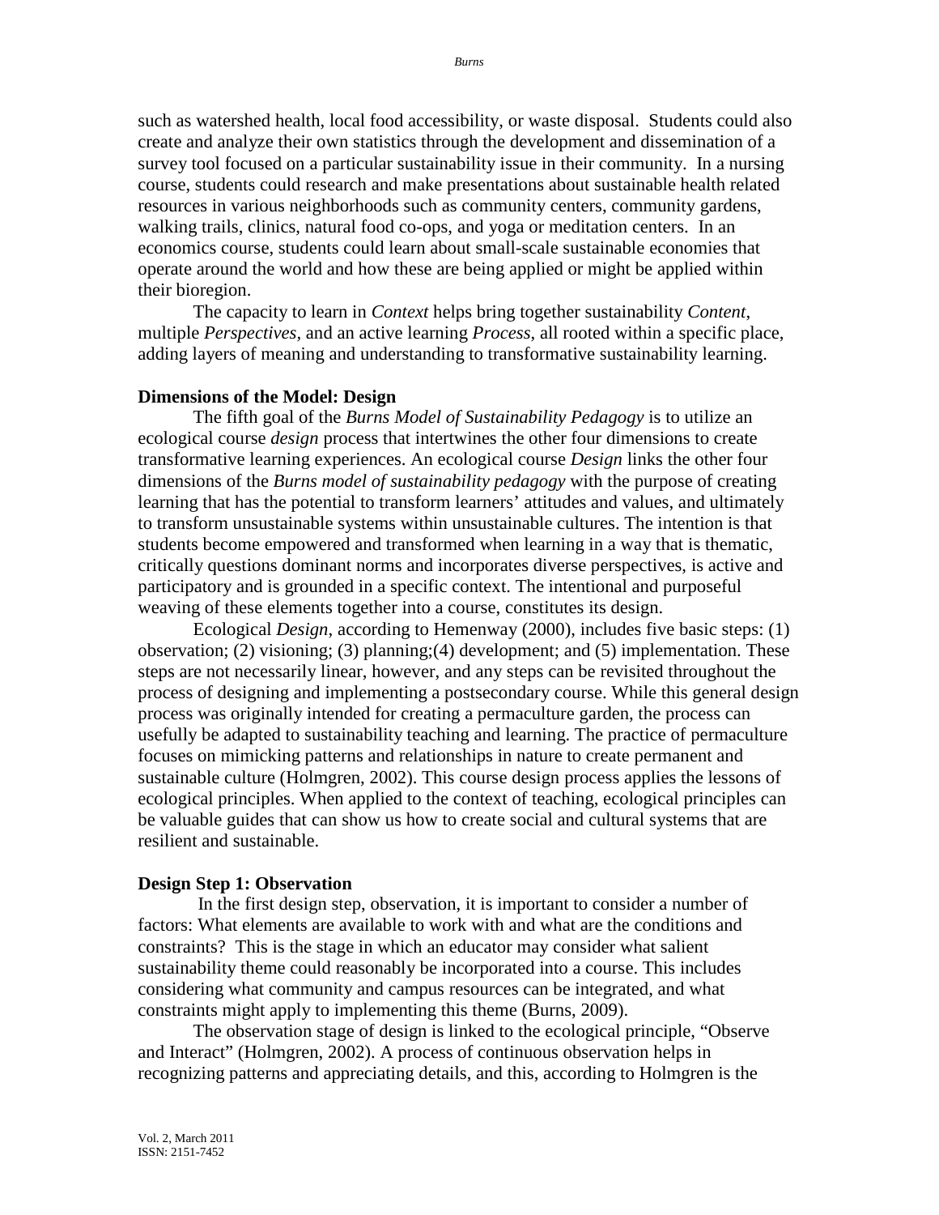such as watershed health, local food accessibility, or waste disposal. Students could also create and analyze their own statistics through the development and dissemination of a survey tool focused on a particular sustainability issue in their community. In a nursing course, students could research and make presentations about sustainable health related resources in various neighborhoods such as community centers, community gardens, walking trails, clinics, natural food co-ops, and yoga or meditation centers. In an economics course, students could learn about small-scale sustainable economies that operate around the world and how these are being applied or might be applied within their bioregion.

The capacity to learn in *Context* helps bring together sustainability *Content*, multiple *Perspectives*, and an active learning *Process*, all rooted within a specific place, adding layers of meaning and understanding to transformative sustainability learning.

**Dimensions of the Model: Design**

The fifth goal of the *Burns Model of Sustainability Pedagogy* is to utilize an ecological course *design* process that intertwines the other four dimensions to create transformative learning experiences. An ecological course *Design* links the other four dimensions of the *Burns model of sustainability pedagogy* with the purpose of creating learning that has the potential to transform learners' attitudes and values, and ultimately to transform unsustainable systems within unsustainable cultures. The intention is that students become empowered and transformed when learning in a way that is thematic, critically questions dominant norms and incorporates diverse perspectives, is active and participatory and is grounded in a specific context. The intentional and purposeful weaving of these elements together into a course, constitutes its design.

Ecological *Design*, according to Hemenway (2000), includes five basic steps: (1) observation; (2) visioning; (3) planning;(4) development; and (5) implementation. These steps are not necessarily linear, however, and any steps can be revisited throughout the process of designing and implementing a postsecondary course. While this general design process was originally intended for creating a permaculture garden, the process can usefully be adapted to sustainability teaching and learning. The practice of permaculture focuses on mimicking patterns and relationships in nature to create permanent and sustainable culture (Holmgren, 2002). This course design process applies the lessons of ecological principles. When applied to the context of teaching, ecological principles can be valuable guides that can show us how to create social and cultural systems that are resilient and sustainable.

**Design Step 1: Observation**

In the first design step, observation, it is important to consider a number of factors: What elements are available to work with and what are the conditions and constraints? This is the stage in which an educator may consider what salient sustainability theme could reasonably be incorporated into a course. This includes considering what community and campus resources can be integrated, and what constraints might apply to implementing this theme (Burns, 2009).

The observation stage of design is linked to the ecological principle, "Observe and Interact" (Holmgren, 2002). A process of continuous observation helps in recognizing patterns and appreciating details, and this, according to Holmgren is the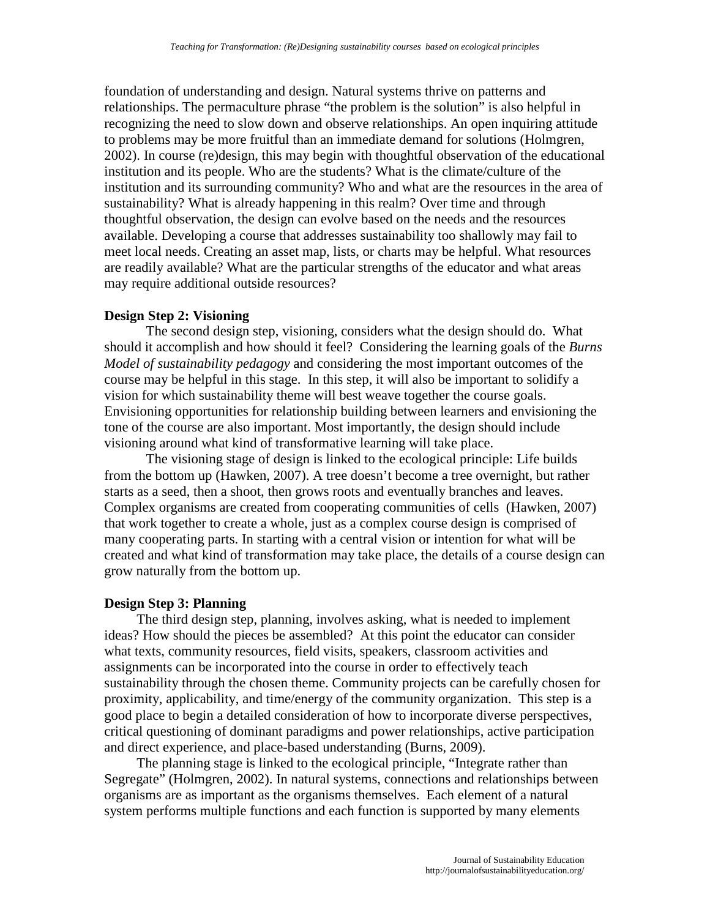foundation of understanding and design. Natural systems thrive on patterns and relationships. The permaculture phrase "the problem is the solution" is also helpful in recognizing the need to slow down and observe relationships. An open inquiring attitude to problems may be more fruitful than an immediate demand for solutions (Holmgren, 2002). In course (re)design, this may begin with thoughtful observation of the educational institution and its people. Who are the students? What is the climate/culture of the institution and its surrounding community? Who and what are the resources in the area of sustainability? What is already happening in this realm? Over time and through thoughtful observation, the design can evolve based on the needs and the resources available. Developing a course that addresses sustainability too shallowly may fail to meet local needs. Creating an asset map, lists, or charts may be helpful. What resources are readily available? What are the particular strengths of the educator and what areas may require additional outside resources?

### Design Step 2: Visioning

The second design step, visioning, considers what the design should do. What should it accomplish and how should it feel? Considering the learning goals of the *Burns Model of sustainability pedagogy* and considering the most important outcomes of the course may be helpful in this stage. In this step, it will also be important to solidify a vision for which sustainability theme will best weave together the course goals. Envisioning opportunities for relationship building between learners and envisioning the tone of the course are also important. Most importantly, the design should include visioning around what kind of transformative learning will take place.

The visioning stage of design is linked to the ecological principle: Life builds from the bottom up (Hawken, 2007). A tree doesn't become a tree overnight, but rather starts as a seed, then a shoot, then grows roots and eventually branches and leaves. Complex organisms are created from cooperating communities of cells (Hawken, 2007) that work together to create a whole, just as a complex course design is comprised of many cooperating parts. In starting with a central vision or intention for what will be created and what kind of transformation may take place, the details of a course design can grow naturally from the bottom up.

### Design Step 3: Planning

The third design step, planning, involves asking, what is needed to implement ideas? How should the pieces be assembled? At this point the educator can consider what texts, community resources, field visits, speakers, classroom activities and assignments can be incorporated into the course in order to effectively teach sustainability through the chosen theme. Community projects can be carefully chosen for proximity, applicability, and time/energy of the community organization. This step is a good place to begin a detailed consideration of how to incorporate diverse perspectives, critical questioning of dominant paradigms and power relationships, active participation and direct experience, and place-based understanding (Burns, 2009).

The planning stage is linked to the ecological principle, "Integrate rather than Segregate" (Holmgren, 2002). In natural systems, connections and relationships between organisms are as important as the organisms themselves. Each element of a natural system performs multiple functions and each function is supported by many elements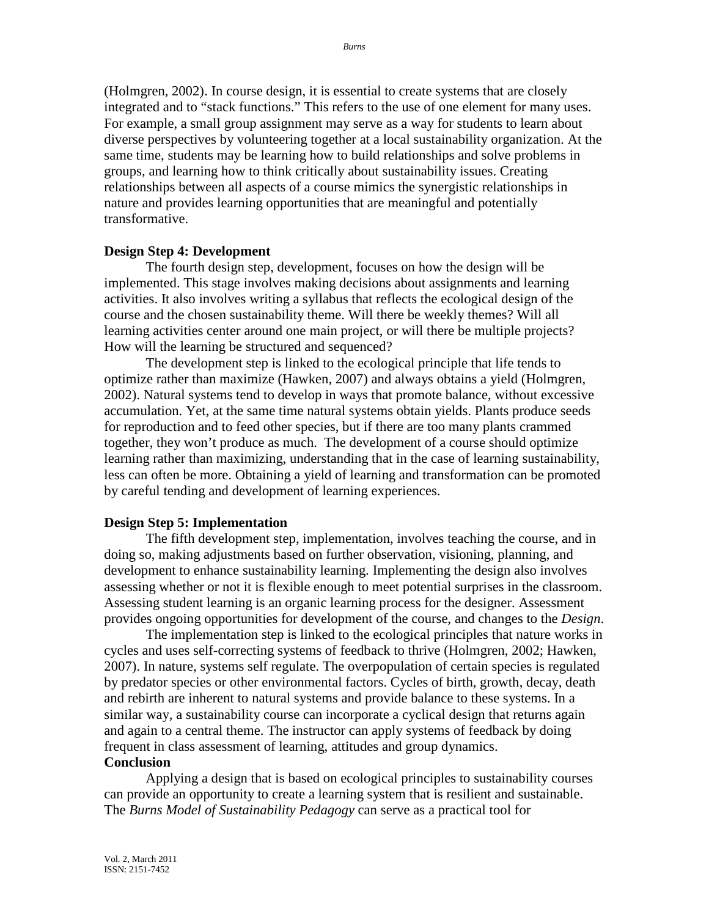(Holmgren, 2002). In course design, it is essential to create systems that are closely integrated and to "stack functions." This refers to the use of one element for many uses. For example, a small group assignment may serve as a way for students to learn about diverse perspectives by volunteering together at a local sustainability organization. At the same time, students may be learning how to build relationships and solve problems in groups, and learning how to think critically about sustainability issues. Creating relationships between all aspects of a course mimics the synergistic relationships in nature and provides learning opportunities that are meaningful and potentially transformative.

**Design Step 4: Development**

The fourth design step, development, focuses on how the design will be implemented. This stage involves making decisions about assignments and learning activities. It also involves writing a syllabus that reflects the ecological design of the course and the chosen sustainability theme. Will there be weekly themes? Will all learning activities center around one main project, or will there be multiple projects? How will the learning be structured and sequenced?

The development step is linked to the ecological principle that life tends to optimize rather than maximize (Hawken, 2007) and always obtains a yield (Holmgren, 2002). Natural systems tend to develop in ways that promote balance, without excessive accumulation. Yet, at the same time natural systems obtain yields. Plants produce seeds for reproduction and to feed other species, but if there are too many plants crammed together, they won't produce as much. The development of a course should optimize learning rather than maximizing, understanding that in the case of learning sustainability, less can often be more. Obtaining a yield of learning and transformation can be promoted by careful tending and development of learning experiences.

**Design Step 5: Implementation**

The fifth development step, implementation, involves teaching the course, and in doing so, making adjustments based on further observation, visioning, planning, and development to enhance sustainability learning. Implementing the design also involves assessing whether or not it is flexible enough to meet potential surprises in the classroom. Assessing student learning is an organic learning process for the designer. Assessment provides ongoing opportunities for development of the course, and changes to the *Design*.

The implementation step is linked to the ecological principles that nature works in cycles and uses self-correcting systems of feedback to thrive (Holmgren, 2002; Hawken, 2007). In nature, systems self regulate. The overpopulation of certain species is regulated by predator species or other environmental factors. Cycles of birth, growth, decay, death and rebirth are inherent to natural systems and provide balance to these systems. In a similar way, a sustainability course can incorporate a cyclical design that returns again and again to a central theme. The instructor can apply systems of feedback by doing frequent in class assessment of learning, attitudes and group dynamics.

**Conclusion**

Applying a design that is based on ecological principles to sustainability courses can provide an opportunity to create a learning system that is resilient and sustainable. The *Burns Model of Sustainability Pedagogy* can serve as a practical tool for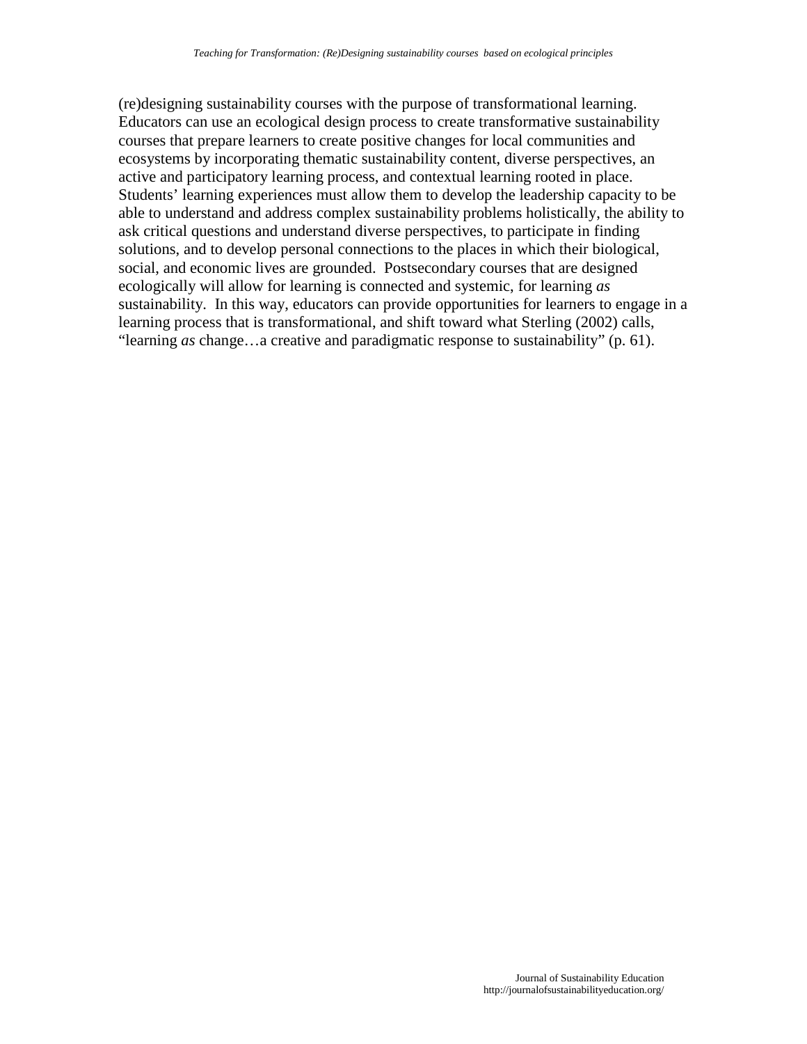(re)designing sustainability courses with the purpose of transformational learning. Educators can use an ecological design process to create transformative sustainability courses that prepare learners to create positive changes for local communities and ecosystems by incorporating thematic sustainability content, diverse perspectives, an active and participatory learning process, and contextual learning rooted in place. Students' learning experiences must allow them to develop the leadership capacity to be able to understand and address complex sustainability problems holistically, the ability to ask critical questions and understand diverse perspectives, to participate in finding solutions, and to develop personal connections to the places in which their biological, social, and economic lives are grounded. Postsecondary courses that are designed ecologically will allow for learning is connected and systemic, for learning *as* sustainability. In this way, educators can provide opportunities for learners to engage in a learning process that is transformational, and shift toward what Sterling (2002) calls, "learning *as* change…a creative and paradigmatic response to sustainability" (p. 61).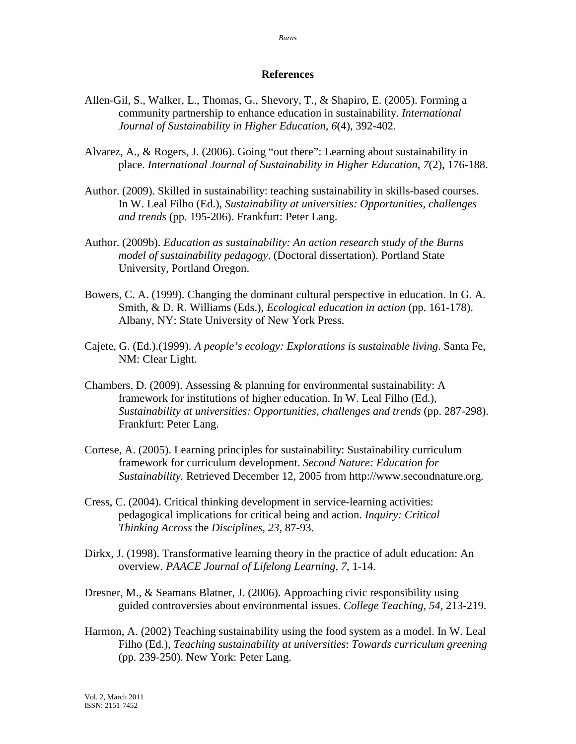## References

Allen-Gil, S., Walker, L., Thomas, G., Shevory, T., & Shapiro, E. (2005). Forming a community partnership to enhance education in sustainability. *International Journal of Sustainability in Higher Education, 6*(4), 392-402.

Alvarez, A., & Rogers, J. (2006). Going "out there": Learning about sustainability in place. *International Journal of Sustainability in Higher Education, 7*(2), 176-188.

Author. (2009). Skilled in sustainability: teaching sustainability in skills-based courses. In W. Leal Filho (Ed.), *Sustainability at universities: Opportunities, challenges and trends* (pp. 195-206). Frankfurt: Peter Lang.

Author. (2009b). *Education as sustainability: An action research study of the Burns model of sustainability pedagogy*. (Doctoral dissertation). Portland State University, Portland Oregon.

Bowers, C. A. (1999). Changing the dominant cultural perspective in education. In G. A. Smith, & D. R. Williams (Eds.), *Ecological education in action* (pp. 161-178). Albany, NY: State University of New York Press.

Cajete, G. (Ed.).(1999). *A people's ecology: Explorations is sustainable living*. Santa Fe, NM: Clear Light.

Chambers, D. (2009). Assessing & planning for environmental sustainability: A framework for institutions of higher education. In W. Leal Filho (Ed.), *Sustainability at universities: Opportunities, challenges and trends* (pp. 287-298). Frankfurt: Peter Lang.

Cortese, A. (2005). Learning principles for sustainability: Sustainability curriculum framework for curriculum development. *Second Nature: Education for Sustainability.* Retrieved December 12, 2005 from http://www.secondnature.org.

Cress, C. (2004). Critical thinking development in service-learning activities: pedagogical implications for critical being and action. *Inquiry: Critical Thinking Across* the *Disciplines, 23*, 87-93.

Dirkx, J. (1998). Transformative learning theory in the practice of adult education: An overview. *PAACE Journal of Lifelong Learning, 7*, 1-14.

Dresner, M., & Seamans Blatner, J. (2006). Approaching civic responsibility using guided controversies about environmental issues. *College Teaching, 54*, 213-219.

Harmon, A. (2002) Teaching sustainability using the food system as a model. In W. Leal Filho (Ed.), *Teaching sustainability at universities*: *Towards curriculum greening* (pp. 239-250). New York: Peter Lang.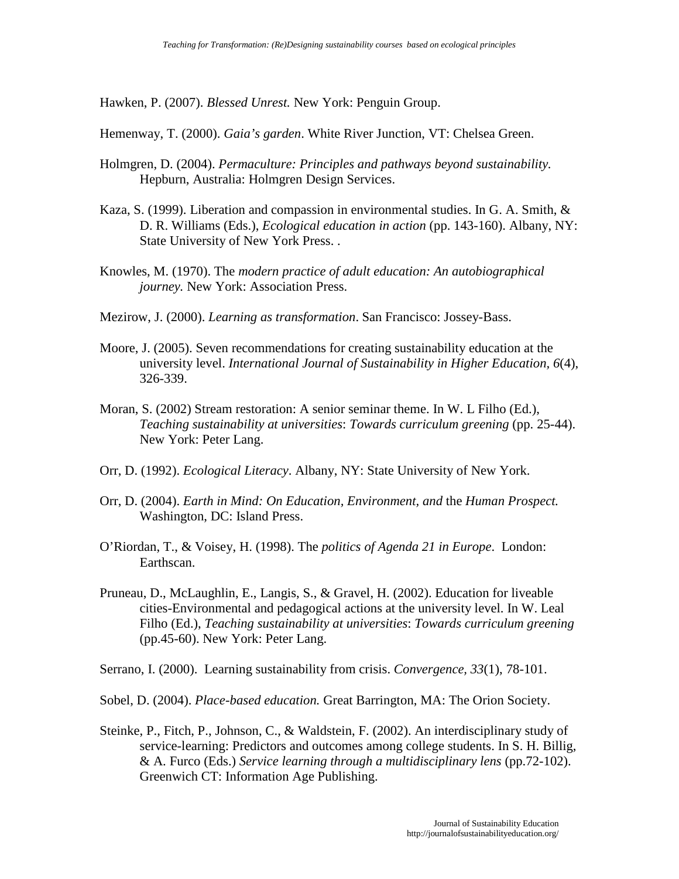Hawken, P. (2007). *Blessed Unrest.* New York: Penguin Group.

Hemenway, T. (2000). *Gaia's garden*. White River Junction, VT: Chelsea Green.

Holmgren, D. (2004). *Permaculture: Principles and pathways beyond sustainability.* Hepburn, Australia: Holmgren Design Services.

Kaza, S. (1999). Liberation and compassion in environmental studies. In G. A. Smith, & D. R. Williams (Eds.), *Ecological education in action* (pp. 143-160). Albany, NY: State University of New York Press. .

Knowles, M. (1970). The *modern practice of adult education: An autobiographical journey.* New York: Association Press.

Mezirow, J. (2000). *Learning as transformation*. San Francisco: Jossey-Bass.

Moore, J. (2005). Seven recommendations for creating sustainability education at the university level. *International Journal of Sustainability in Higher Education, 6*(4), 326-339.

Moran, S. (2002) Stream restoration: A senior seminar theme. In W. L Filho (Ed.), *Teaching sustainability at universities*: *Towards curriculum greening* (pp. 25-44). New York: Peter Lang.

Orr, D. (1992). *Ecological Literacy*. Albany, NY: State University of New York.

Orr, D. (2004). *Earth in Mind: On Education, Environment, and* the *Human Prospect.* Washington, DC: Island Press.

O'Riordan, T., & Voisey, H. (1998). The *politics of Agenda 21 in Europe*. London: Earthscan.

Pruneau, D., McLaughlin, E., Langis, S., & Gravel, H. (2002). Education for liveable cities-Environmental and pedagogical actions at the university level. In W. Leal Filho (Ed.), *Teaching sustainability at universities*: *Towards curriculum greening* (pp.45-60). New York: Peter Lang.

Serrano, I. (2000). Learning sustainability from crisis. *Convergence, 33*(1), 78-101.

Sobel, D. (2004). *Place-based education.* Great Barrington, MA: The Orion Society.

Steinke, P., Fitch, P., Johnson, C., & Waldstein, F. (2002). An interdisciplinary study of service-learning: Predictors and outcomes among college students. In S. H. Billig, & A. Furco (Eds.) *Service learning through a multidisciplinary lens* (pp.72-102). Greenwich CT: Information Age Publishing.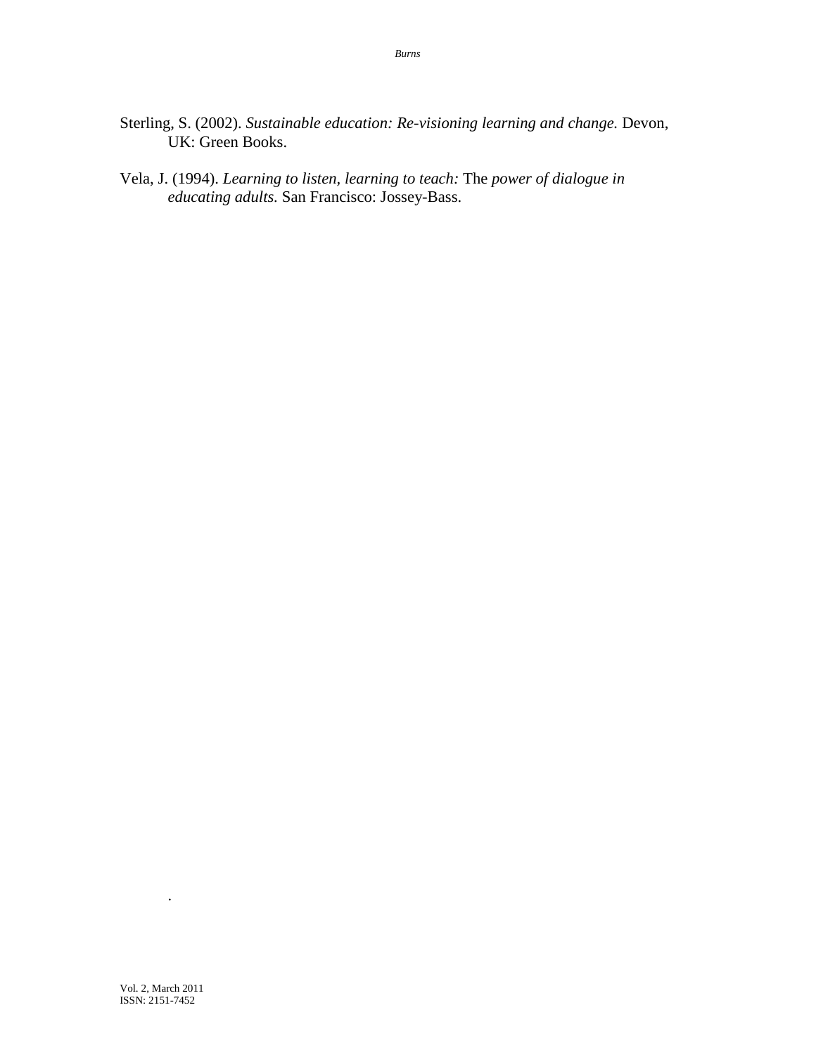Sterling, S. (2002). *Sustainable education: Re-visioning learning and change.* Devon, UK: Green Books.

Vela, J. (1994). *Learning to listen, learning to teach:* The *power of dialogue in educating adults.* San Francisco: Jossey-Bass.

.